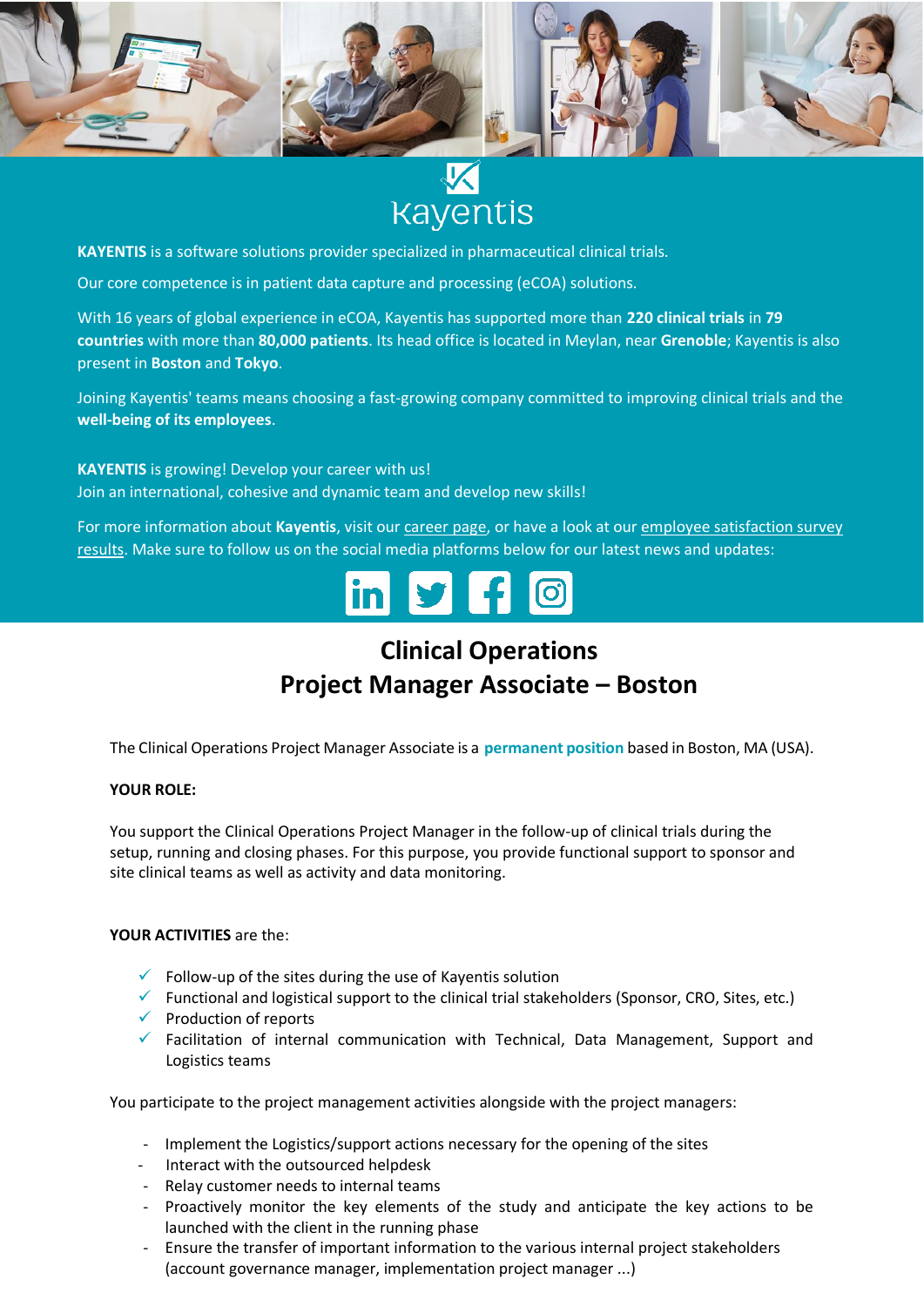Kayentis

**KAYENTIS** is a software solutions provider specialized in pharmaceutical clinical trials.

Our core competence is in patient data capture and processing (eCOA) solutions.

With 16 years of global experience in eCOA, Kayentis has supported more than **220 clinical trials** in **79 countries** with more than **80,000 patients**. Its head office is located in Meylan, near **Grenoble**; Kayentis is also present in **Boston** and **Tokyo**.

Joining Kayentis' teams means choosing a fast-growing company committed to improving clinical trials and the **well-being of its employees**.

**KAYENTIS** is growing! Develop your career with us!
Join an international, cohesive and dynamic team and develop new skills!

For more information about **Kayentis**, visit our career page, or have a look at our employee satisfaction survey results. Make sure to follow us on the social media platforms below for our latest news and updates:

# Clinical Operations
# Project Manager Associate – Boston

The Clinical Operations Project Manager Associate is a **permanent position** based in Boston, MA (USA).

**YOUR ROLE:**

You support the Clinical Operations Project Manager in the follow-up of clinical trials during the setup, running and closing phases. For this purpose, you provide functional support to sponsor and site clinical teams as well as activity and data monitoring.

**YOUR ACTIVITIES** are the:

- ✓ Follow-up of the sites during the use of Kayentis solution
- ✓ Functional and logistical support to the clinical trial stakeholders (Sponsor, CRO, Sites, etc.)
- ✓ Production of reports
- ✓ Facilitation of internal communication with Technical, Data Management, Support and Logistics teams

You participate to the project management activities alongside with the project managers:

- Implement the Logistics/support actions necessary for the opening of the sites
- Interact with the outsourced helpdesk
- Relay customer needs to internal teams
- Proactively monitor the key elements of the study and anticipate the key actions to be launched with the client in the running phase
- Ensure the transfer of important information to the various internal project stakeholders (account governance manager, implementation project manager ...)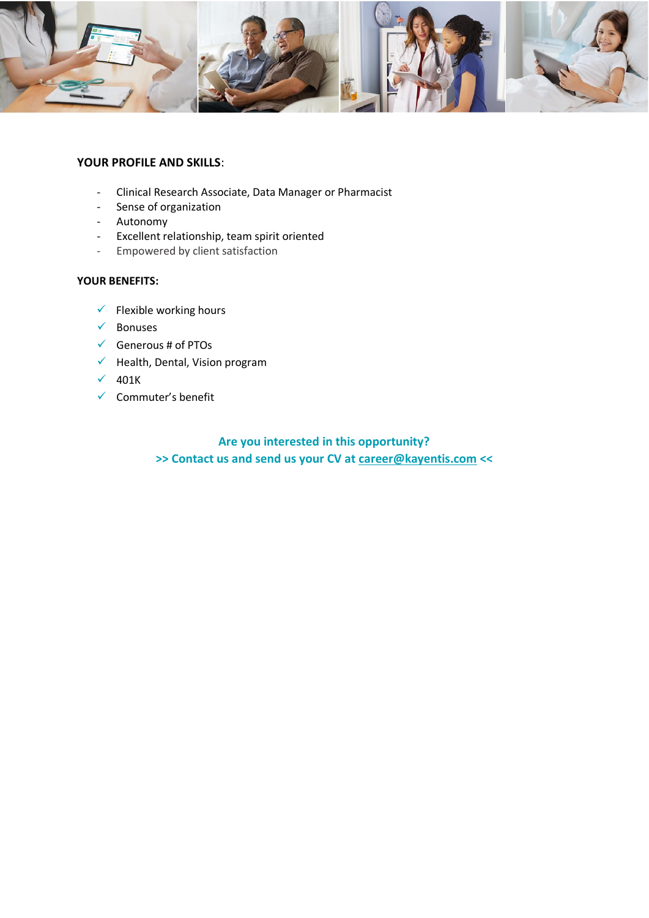**YOUR PROFILE AND SKILLS**:

- Clinical Research Associate, Data Manager or Pharmacist
- Sense of organization
- Autonomy
- Excellent relationship, team spirit oriented
- Empowered by client satisfaction

**YOUR BENEFITS:**

- ✓ Flexible working hours
- ✓ Bonuses
- ✓ Generous # of PTOs
- ✓ Health, Dental, Vision program
- ✓ 401K
- ✓ Commuter's benefit

**Are you interested in this opportunity?**
**>> Contact us and send us your CV at career@kayentis.com <<**